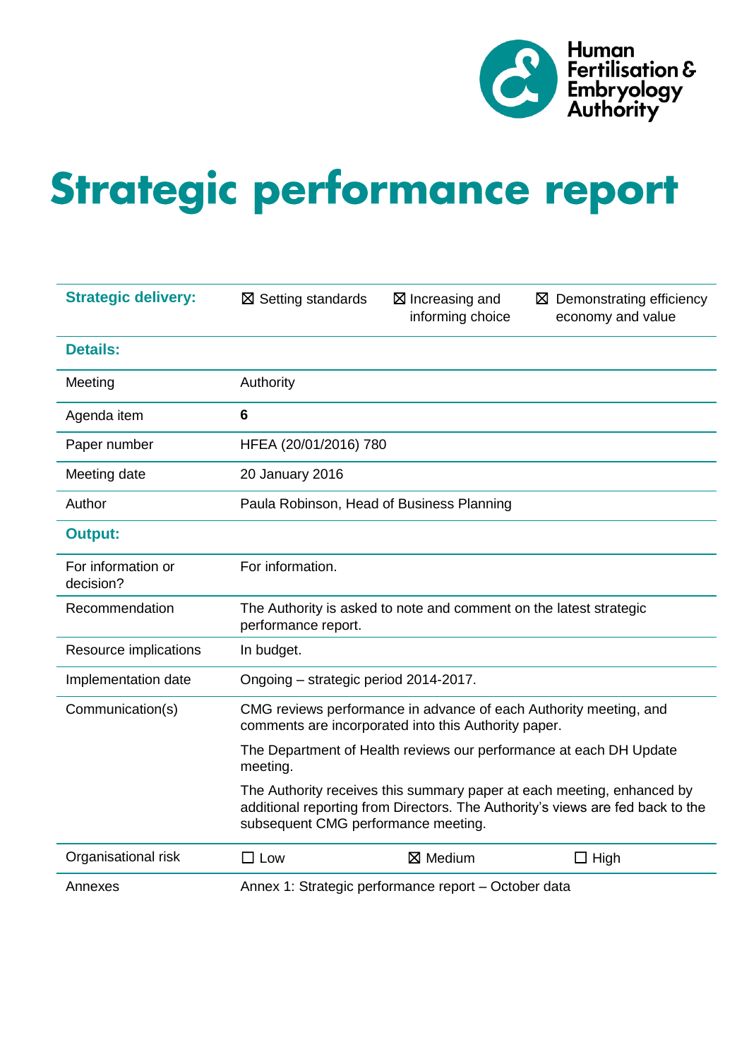Human Fertilisation & Embryology Authority

# Strategic performance report

| | | | |
|---|---|---|---|
| **Strategic delivery:** | ☒ Setting standards | ☒ Increasing and informing choice | ☒ Demonstrating efficiency economy and value |
| **Details:** | | | |
| Meeting | Authority | | |
| Agenda item | **6** | | |
| Paper number | HFEA (20/01/2016) 780 | | |
| Meeting date | 20 January 2016 | | |
| Author | Paula Robinson, Head of Business Planning | | |
| **Output:** | | | |
| For information or decision? | For information. | | |
| Recommendation | The Authority is asked to note and comment on the latest strategic performance report. | | |
| Resource implications | In budget. | | |
| Implementation date | Ongoing – strategic period 2014-2017. | | |
| Communication(s) | CMG reviews performance in advance of each Authority meeting, and comments are incorporated into this Authority paper.<br><br>The Department of Health reviews our performance at each DH Update meeting.<br><br>The Authority receives this summary paper at each meeting, enhanced by additional reporting from Directors. The Authority's views are fed back to the subsequent CMG performance meeting. | | |
| Organisational risk | ☐ Low | ☒ Medium | ☐ High |
| Annexes | Annex 1: Strategic performance report – October data | | |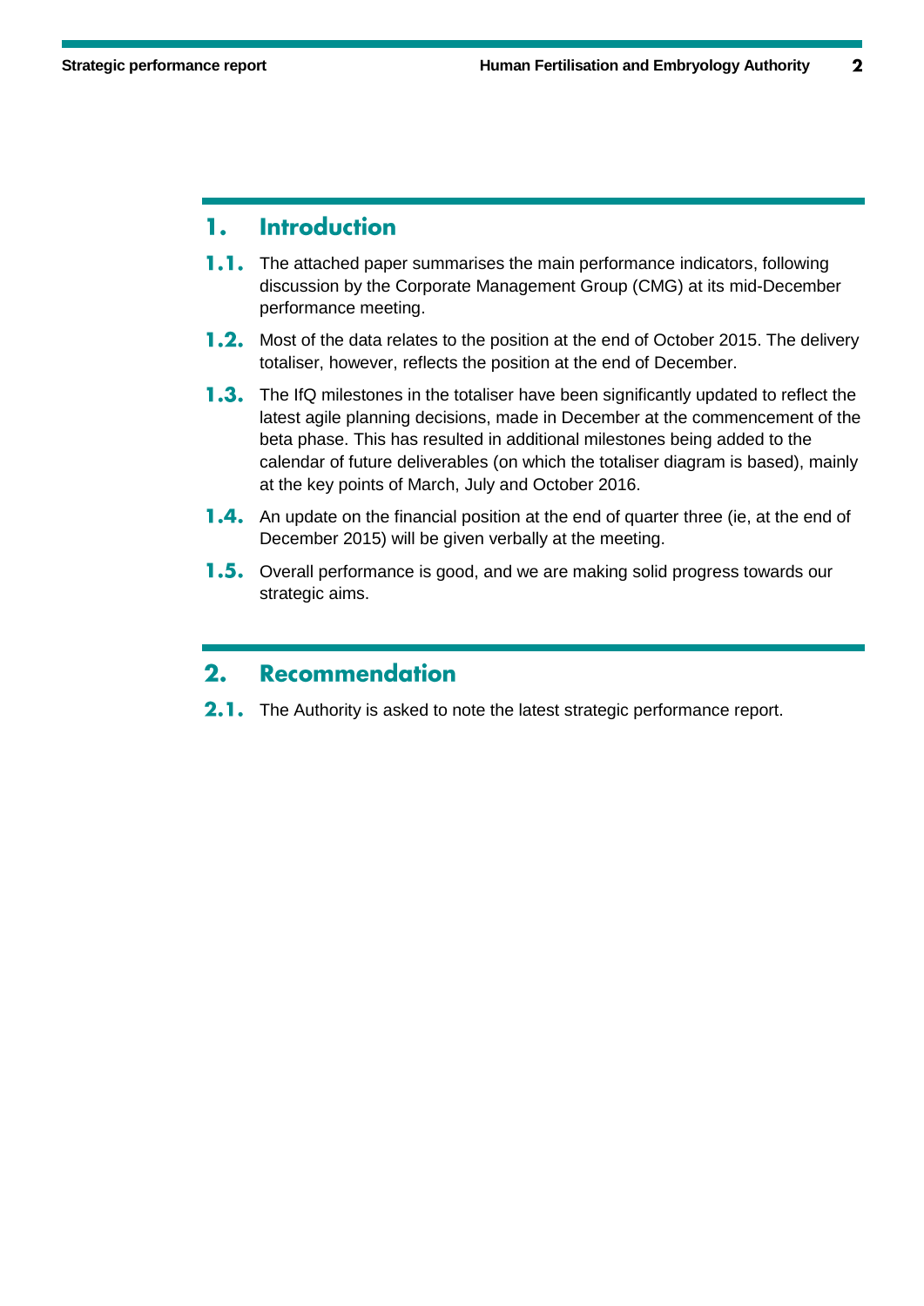## 1. Introduction

**1.1.** The attached paper summarises the main performance indicators, following discussion by the Corporate Management Group (CMG) at its mid-December performance meeting.

**1.2.** Most of the data relates to the position at the end of October 2015. The delivery totaliser, however, reflects the position at the end of December.

**1.3.** The IfQ milestones in the totaliser have been significantly updated to reflect the latest agile planning decisions, made in December at the commencement of the beta phase. This has resulted in additional milestones being added to the calendar of future deliverables (on which the totaliser diagram is based), mainly at the key points of March, July and October 2016.

**1.4.** An update on the financial position at the end of quarter three (ie, at the end of December 2015) will be given verbally at the meeting.

**1.5.** Overall performance is good, and we are making solid progress towards our strategic aims.

## 2. Recommendation

**2.1.** The Authority is asked to note the latest strategic performance report.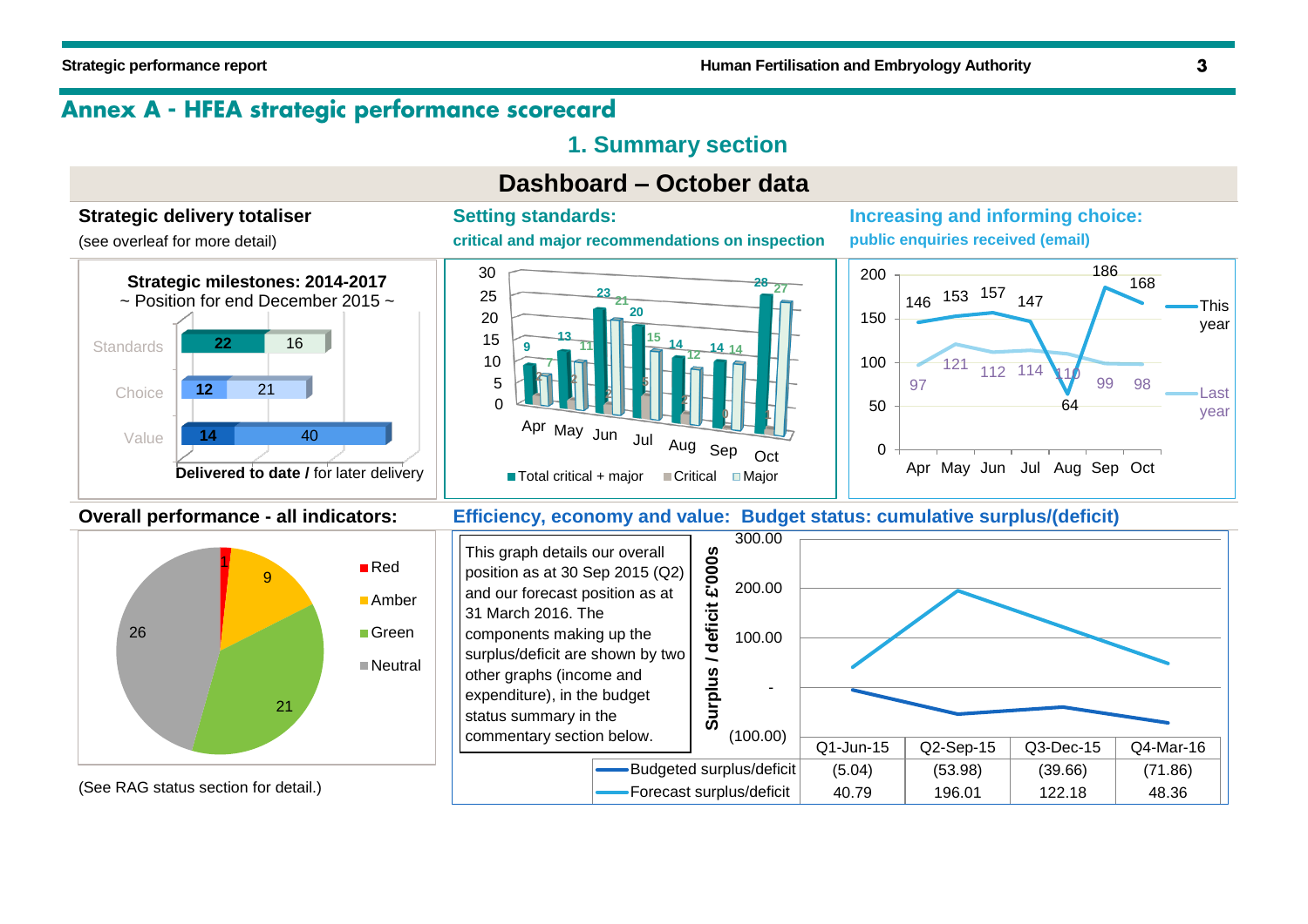# Annex A - HFEA strategic performance scorecard

## 1. Summary section

### Dashboard – October data

**Strategic delivery totaliser**

(see overleaf for more detail)

**Strategic milestones: 2014-2017**
~ Position for end December 2015 ~

| | Delivered to date | for later delivery |
|---|---|---|
| Standards | 22 | 16 |
| Choice | 12 | 21 |
| Value | 14 | 40 |

**Setting standards:**

**critical and major recommendations on inspection**

| | Apr | May | Jun | Jul | Aug | Sep | Oct |
|---|---|---|---|---|---|---|---|
| Total critical + major | 9 | 13 | 23 | 20 | 14 | 14 | 28 |
| Critical | 2 | 2 | 2 | 5 | 2 | 0 | 1 |
| Major | 7 | 11 | 21 | 15 | 12 | 14 | 27 |

**Increasing and informing choice:**

**public enquiries received (email)**

| | Apr | May | Jun | Jul | Aug | Sep | Oct |
|---|---|---|---|---|---|---|---|
| This year | 146 | 153 | 157 | 147 | 64 | 186 | 168 |
| Last year | 97 | 121 | 112 | 114 | 110 | 99 | 98 |

**Overall performance - all indicators:**

| Status | Count |
|---|---|
| Red | 1 |
| Amber | 9 |
| Green | 21 |
| Neutral | 26 |

(See RAG status section for detail.)

**Efficiency, economy and value: Budget status: cumulative surplus/(deficit)**

This graph details our overall position as at 30 Sep 2015 (Q2) and our forecast position as at 31 March 2016. The components making up the surplus/deficit are shown by two other graphs (income and expenditure), in the budget status summary in the commentary section below.

Surplus / deficit £'000s

| | Q1-Jun-15 | Q2-Sep-15 | Q3-Dec-15 | Q4-Mar-16 |
|---|---|---|---|---|
| Budgeted surplus/deficit | (5.04) | (53.98) | (39.66) | (71.86) |
| Forecast surplus/deficit | 40.79 | 196.01 | 122.18 | 48.36 |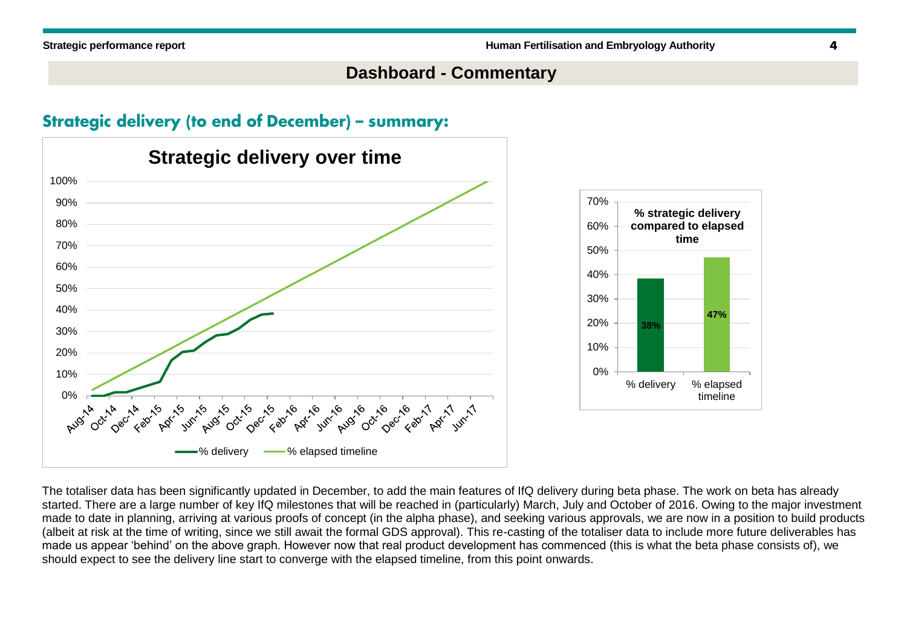## Dashboard - Commentary

### Strategic delivery (to end of December) – summary:

The totaliser data has been significantly updated in December, to add the main features of IfQ delivery during beta phase. The work on beta has already started. There are a large number of key IfQ milestones that will be reached in (particularly) March, July and October of 2016. Owing to the major investment made to date in planning, arriving at various proofs of concept (in the alpha phase), and seeking various approvals, we are now in a position to build products (albeit at risk at the time of writing, since we still await the formal GDS approval). This re-casting of the totaliser data to include more future deliverables has made us appear 'behind' on the above graph. However now that real product development has commenced (this is what the beta phase consists of), we should expect to see the delivery line start to converge with the elapsed timeline, from this point onwards.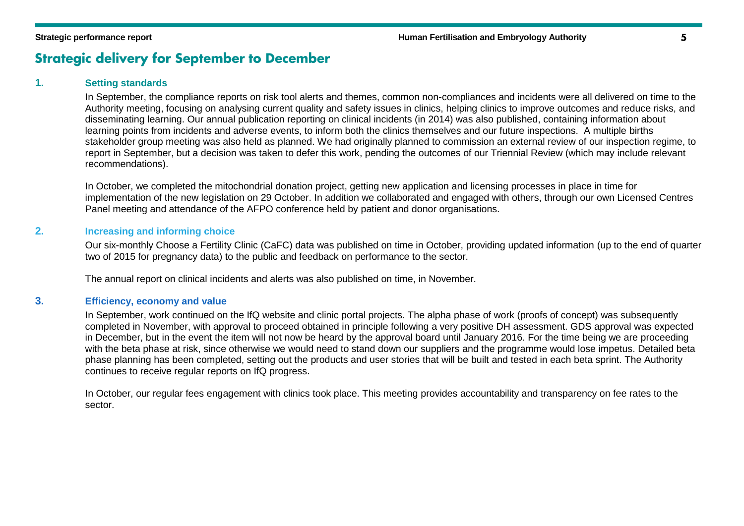# Strategic delivery for September to December

## 1. Setting standards

In September, the compliance reports on risk tool alerts and themes, common non-compliances and incidents were all delivered on time to the Authority meeting, focusing on analysing current quality and safety issues in clinics, helping clinics to improve outcomes and reduce risks, and disseminating learning. Our annual publication reporting on clinical incidents (in 2014) was also published, containing information about learning points from incidents and adverse events, to inform both the clinics themselves and our future inspections. A multiple births stakeholder group meeting was also held as planned. We had originally planned to commission an external review of our inspection regime, to report in September, but a decision was taken to defer this work, pending the outcomes of our Triennial Review (which may include relevant recommendations).

In October, we completed the mitochondrial donation project, getting new application and licensing processes in place in time for implementation of the new legislation on 29 October. In addition we collaborated and engaged with others, through our own Licensed Centres Panel meeting and attendance of the AFPO conference held by patient and donor organisations.

## 2. Increasing and informing choice

Our six-monthly Choose a Fertility Clinic (CaFC) data was published on time in October, providing updated information (up to the end of quarter two of 2015 for pregnancy data) to the public and feedback on performance to the sector.

The annual report on clinical incidents and alerts was also published on time, in November.

## 3. Efficiency, economy and value

In September, work continued on the IfQ website and clinic portal projects. The alpha phase of work (proofs of concept) was subsequently completed in November, with approval to proceed obtained in principle following a very positive DH assessment. GDS approval was expected in December, but in the event the item will not now be heard by the approval board until January 2016. For the time being we are proceeding with the beta phase at risk, since otherwise we would need to stand down our suppliers and the programme would lose impetus. Detailed beta phase planning has been completed, setting out the products and user stories that will be built and tested in each beta sprint. The Authority continues to receive regular reports on IfQ progress.

In October, our regular fees engagement with clinics took place. This meeting provides accountability and transparency on fee rates to the sector.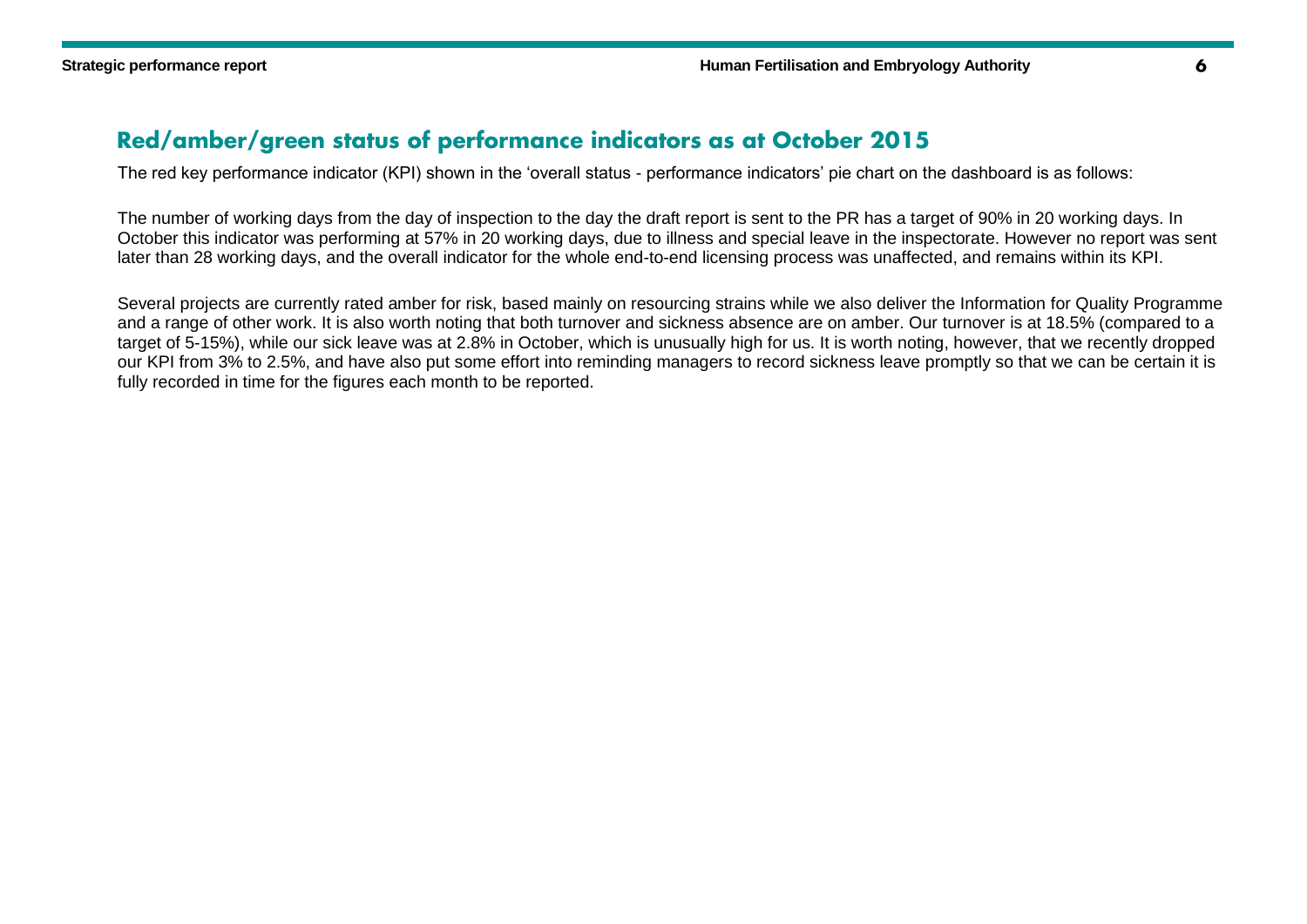## Red/amber/green status of performance indicators as at October 2015

The red key performance indicator (KPI) shown in the 'overall status - performance indicators' pie chart on the dashboard is as follows:

The number of working days from the day of inspection to the day the draft report is sent to the PR has a target of 90% in 20 working days. In October this indicator was performing at 57% in 20 working days, due to illness and special leave in the inspectorate. However no report was sent later than 28 working days, and the overall indicator for the whole end-to-end licensing process was unaffected, and remains within its KPI.

Several projects are currently rated amber for risk, based mainly on resourcing strains while we also deliver the Information for Quality Programme and a range of other work. It is also worth noting that both turnover and sickness absence are on amber. Our turnover is at 18.5% (compared to a target of 5-15%), while our sick leave was at 2.8% in October, which is unusually high for us. It is worth noting, however, that we recently dropped our KPI from 3% to 2.5%, and have also put some effort into reminding managers to record sickness leave promptly so that we can be certain it is fully recorded in time for the figures each month to be reported.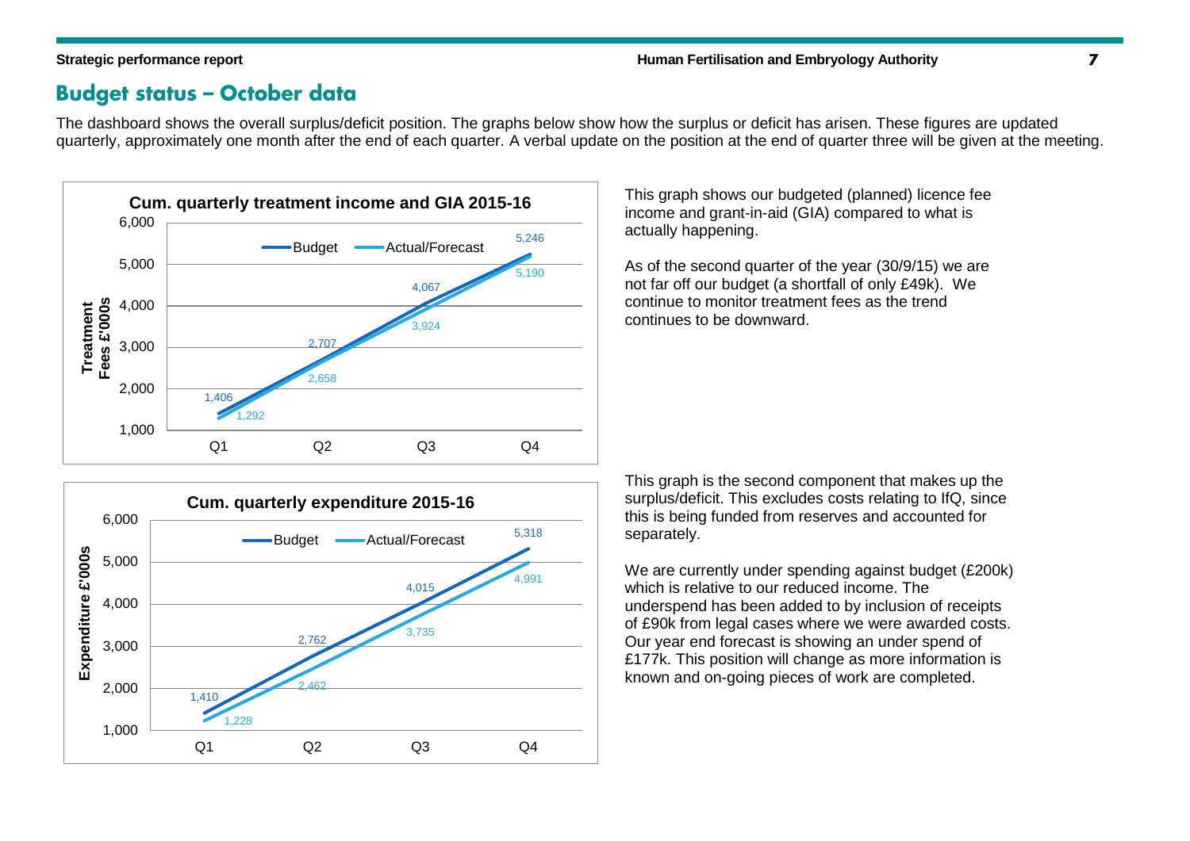## Budget status – October data

The dashboard shows the overall surplus/deficit position. The graphs below show how the surplus or deficit has arisen. These figures are updated quarterly, approximately one month after the end of each quarter. A verbal update on the position at the end of quarter three will be given at the meeting.

**Cum. quarterly treatment income and GIA 2015-16**

Treatment Fees £'000s

| | Q1 | Q2 | Q3 | Q4 |
|---|---|---|---|---|
| Budget | 1,406 | 2,707 | 4,067 | 5,246 |
| Actual/Forecast | 1,292 | 2,658 | 3,924 | 5,190 |

This graph shows our budgeted (planned) licence fee income and grant-in-aid (GIA) compared to what is actually happening.

As of the second quarter of the year (30/9/15) we are not far off our budget (a shortfall of only £49k). We continue to monitor treatment fees as the trend continues to be downward.

**Cum. quarterly expenditure 2015-16**

Expenditure £'000s

| | Q1 | Q2 | Q3 | Q4 |
|---|---|---|---|---|
| Budget | 1,410 | 2,762 | 4,015 | 5,318 |
| Actual/Forecast | 1,228 | 2,462 | 3,735 | 4,991 |

This graph is the second component that makes up the surplus/deficit. This excludes costs relating to IfQ, since this is being funded from reserves and accounted for separately.

We are currently under spending against budget (£200k) which is relative to our reduced income. The underspend has been added to by inclusion of receipts of £90k from legal cases where we were awarded costs. Our year end forecast is showing an under spend of £177k. This position will change as more information is known and on-going pieces of work are completed.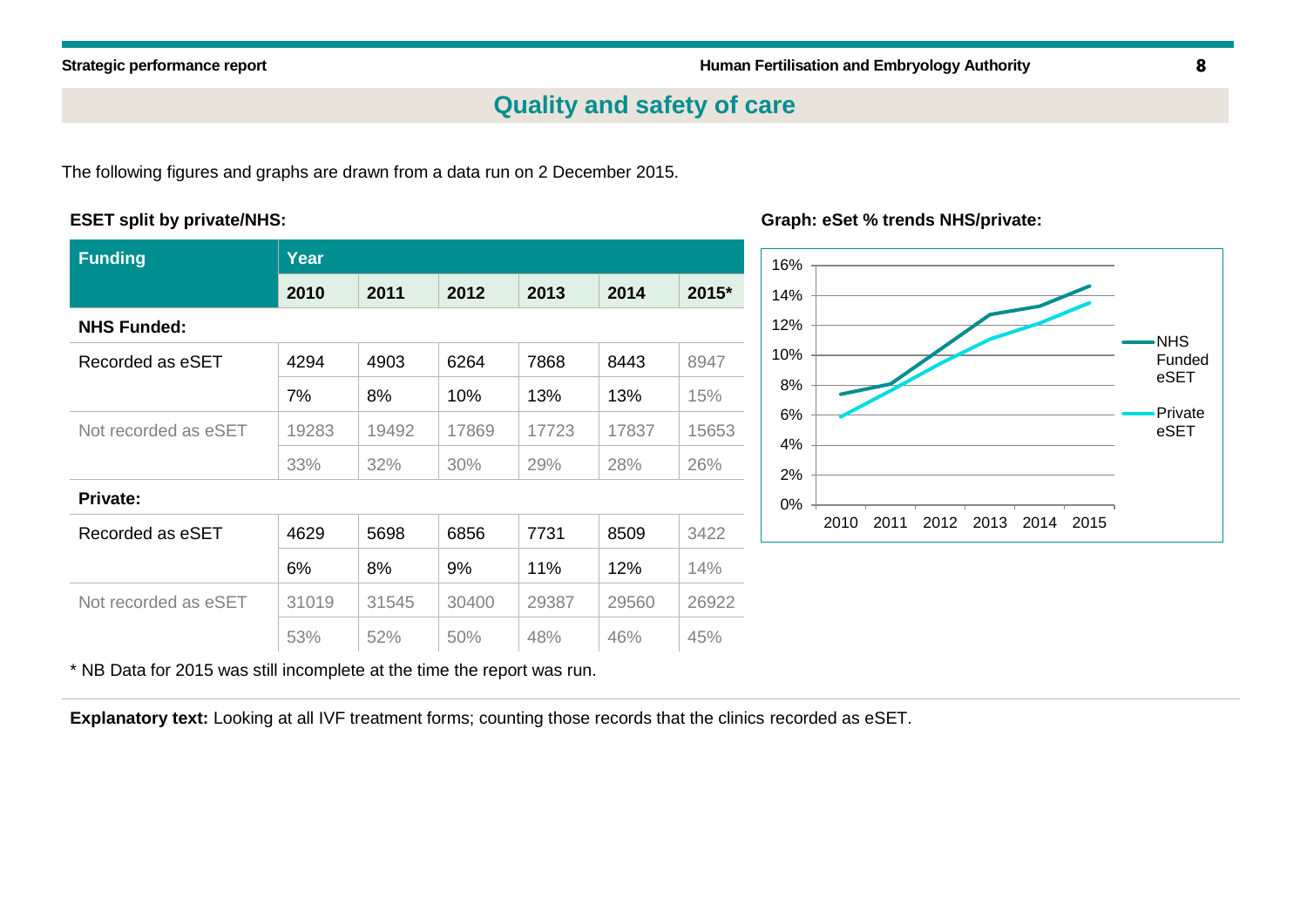## Quality and safety of care

The following figures and graphs are drawn from a data run on 2 December 2015.

**ESET split by private/NHS:**

| Funding | Year | | | | | |
|---|---|---|---|---|---|---|
| | **2010** | **2011** | **2012** | **2013** | **2014** | **2015*** |
| **NHS Funded:** | | | | | | |
| Recorded as eSET | 4294 | 4903 | 6264 | 7868 | 8443 | 8947 |
| | 7% | 8% | 10% | 13% | 13% | 15% |
| Not recorded as eSET | 19283 | 19492 | 17869 | 17723 | 17837 | 15653 |
| | 33% | 32% | 30% | 29% | 28% | 26% |
| **Private:** | | | | | | |
| Recorded as eSET | 4629 | 5698 | 6856 | 7731 | 8509 | 3422 |
| | 6% | 8% | 9% | 11% | 12% | 14% |
| Not recorded as eSET | 31019 | 31545 | 30400 | 29387 | 29560 | 26922 |
| | 53% | 52% | 50% | 48% | 46% | 45% |

\* NB Data for 2015 was still incomplete at the time the report was run.

**Graph: eSet % trends NHS/private:**

**Explanatory text:** Looking at all IVF treatment forms; counting those records that the clinics recorded as eSET.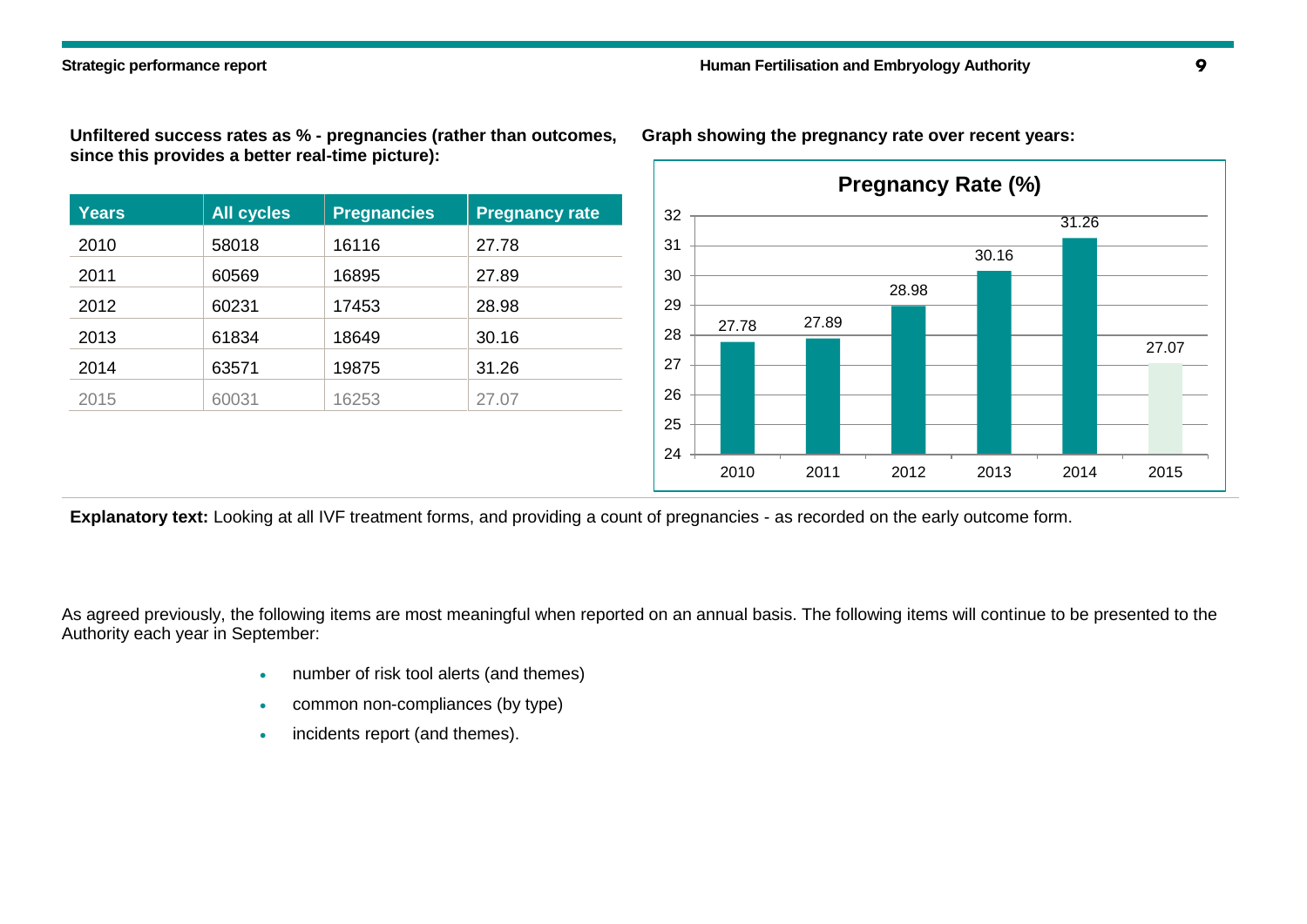**Unfiltered success rates as % - pregnancies (rather than outcomes, since this provides a better real-time picture):**

| Years | All cycles | Pregnancies | Pregnancy rate |
|---|---|---|---|
| 2010 | 58018 | 16116 | 27.78 |
| 2011 | 60569 | 16895 | 27.89 |
| 2012 | 60231 | 17453 | 28.98 |
| 2013 | 61834 | 18649 | 30.16 |
| 2014 | 63571 | 19875 | 31.26 |
| 2015 | 60031 | 16253 | 27.07 |

**Graph showing the pregnancy rate over recent years:**

**Pregnancy Rate (%)**

| Year | Pregnancy Rate (%) |
|---|---|
| 2010 | 27.78 |
| 2011 | 27.89 |
| 2012 | 28.98 |
| 2013 | 30.16 |
| 2014 | 31.26 |
| 2015 | 27.07 |

**Explanatory text:** Looking at all IVF treatment forms, and providing a count of pregnancies - as recorded on the early outcome form.

As agreed previously, the following items are most meaningful when reported on an annual basis. The following items will continue to be presented to the Authority each year in September:

- number of risk tool alerts (and themes)
- common non-compliances (by type)
- incidents report (and themes).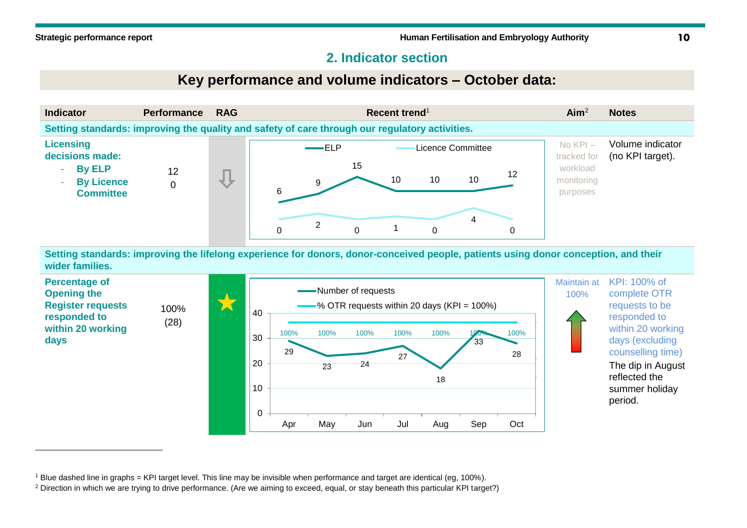## 2. Indicator section

### Key performance and volume indicators – October data:

| Indicator | Performance | RAG | Recent trend[1] | Aim[2] | Notes |
|---|---|---|---|---|---|
| **Setting standards: improving the quality and safety of care through our regulatory activities.** | | | | | |
| **Licensing decisions made:**<br>- **By ELP**<br>- **By Licence Committee** | 12<br>0 | ⇩ | ELP: 6, 9, 15, 10, 10, 10, 12<br>Licence Committee: 0, 2, 0, 1, 0, 4, 0 | No KPI – tracked for workload monitoring purposes | Volume indicator (no KPI target). |
| **Setting standards: improving the lifelong experience for donors, donor-conceived people, patients using donor conception, and their wider families.** | | | | | |
| **Percentage of Opening the Register requests responded to within 20 working days** | 100% (28) | ★ | Number of requests: Apr 29, May 23, Jun 24, Jul 27, Aug 18, Sep 33, Oct 28<br>% OTR requests within 20 days (KPI = 100%): Apr 100%, May 100%, Jun 100%, Jul 100%, Aug 100%, Sep 100%, Oct 100% | Maintain at 100% | KPI: 100% of complete OTR requests to be responded to within 20 working days (excluding counselling time)<br>The dip in August reflected the summer holiday period. |

[1] Blue dashed line in graphs = KPI target level. This line may be invisible when performance and target are identical (eg, 100%).

[2] Direction in which we are trying to drive performance. (Are we aiming to exceed, equal, or stay beneath this particular KPI target?)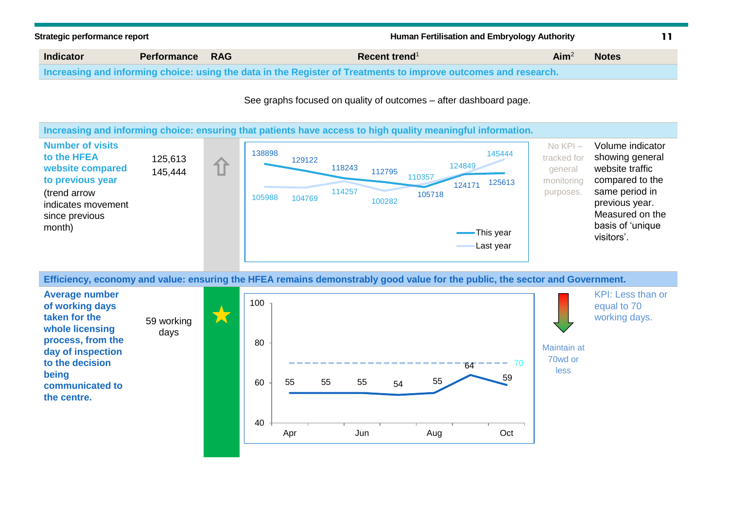| Indicator | Performance | RAG | Recent trend[1] | Aim[2] | Notes |
|---|---|---|---|---|---|
| **Increasing and informing choice: using the data in the Register of Treatments to improve outcomes and research.** | | | | | |
| | | | See graphs focused on quality of outcomes – after dashboard page. | | |
| **Increasing and informing choice: ensuring that patients have access to high quality meaningful information.** | | | | | |
| **Number of visits to the HFEA website compared to previous year** (trend arrow indicates movement since previous month) | 125,613<br>145,444 | ⇧ | This year: 138898, 129122, 118243, 112795, 105718, 124171, 125613<br>Last year: 105988, 104769, 114257, 100282, 110357, 124849, 145444 | No KPI – tracked for general monitoring purposes. | Volume indicator showing general website traffic compared to the same period in previous year. Measured on the basis of 'unique visitors'. |
| **Efficiency, economy and value: ensuring the HFEA remains demonstrably good value for the public, the sector and Government.** | | | | | |
| **Average number of working days taken for the whole licensing process, from the day of inspection to the decision being communicated to the centre.** | 59 working days | ★ | Apr–Oct: 55, 55, 55, 54, 55, 64, 59 (target line: 70) | Maintain at 70wd or less | KPI: Less than or equal to 70 working days. |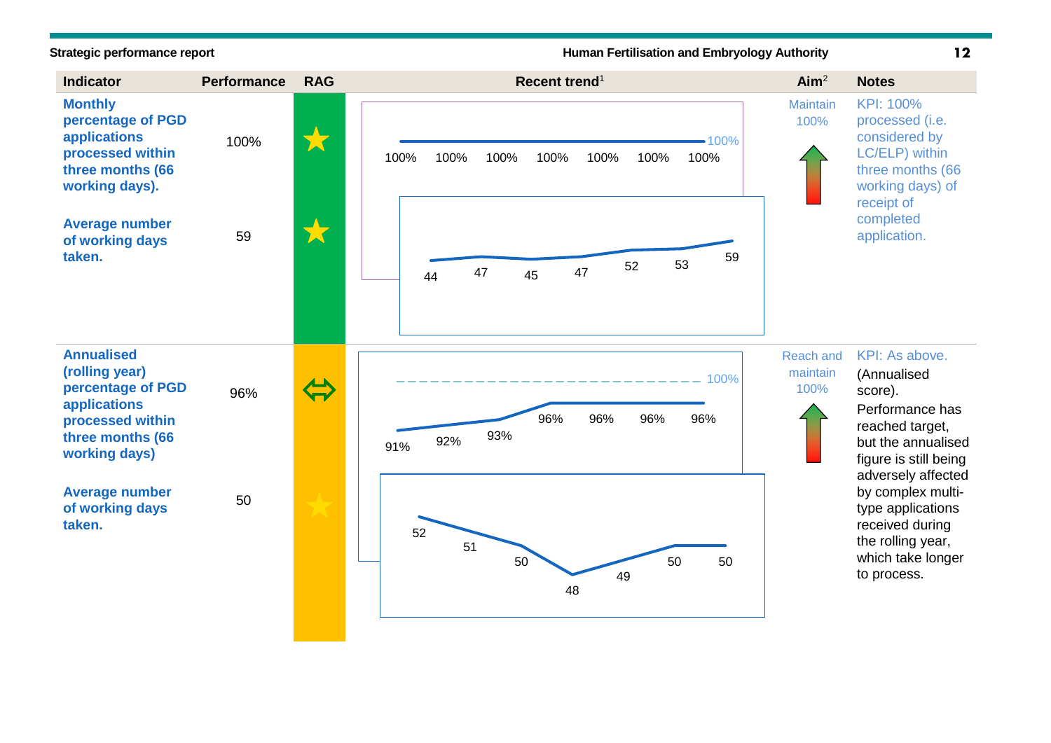| Indicator | Performance | RAG | Recent trend[1] | Aim[2] | Notes |
|---|---|---|---|---|---|
| **Monthly percentage of PGD applications processed within three months (66 working days).** | 100% | ★ | 100% 100% 100% 100% 100% 100% 100% (target 100%) | Maintain 100% | KPI: 100% processed (i.e. considered by LC/ELP) within three months (66 working days) of receipt of completed application. |
| **Average number of working days taken.** | 59 | ★ | 44 47 45 47 52 53 59 | | |
| **Annualised (rolling year) percentage of PGD applications processed within three months (66 working days)** | 96% | ⇔ | 91% 92% 93% 96% 96% 96% 96% (target 100%) | Reach and maintain 100% | KPI: As above. (Annualised score). Performance has reached target, but the annualised figure is still being adversely affected by complex multi-type applications received during the rolling year, which take longer to process. |
| **Average number of working days taken.** | 50 | ★ | 52 51 50 48 49 50 50 | | |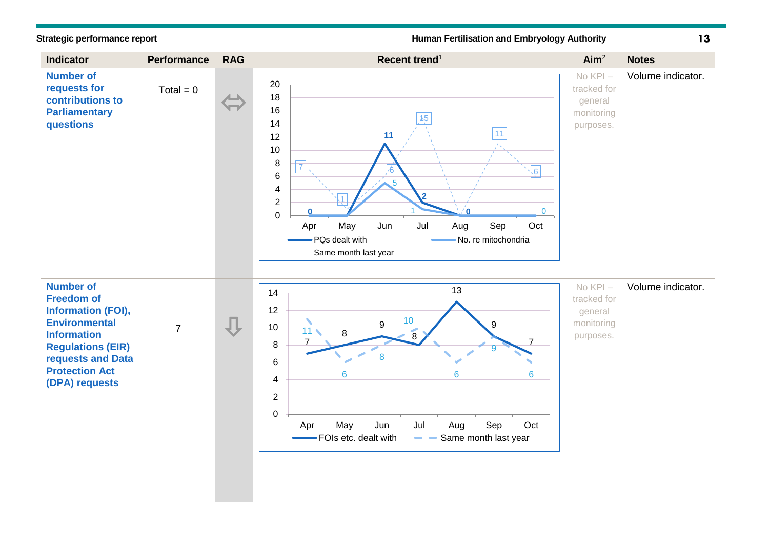| Indicator | Performance | RAG | Recent trend[1] | Aim[2] | Notes |
|---|---|---|---|---|---|
| **Number of requests for contributions to Parliamentary questions** | Total = 0 | ⇔ | PQs dealt with: Apr 0, May 0, Jun 11, Jul 2, Aug 0, Sep 0, Oct 0; No. re mitochondria: Apr 0, May 0, Jun 5, Jul 1, Aug 0, Sep 0, Oct 0; Same month last year: Apr 7, May 1, Jun 6, Jul 15, Aug 0, Sep 11, Oct 6 | No KPI – tracked for general monitoring purposes. | Volume indicator. |
| **Number of Freedom of Information (FOI), Environmental Information Regulations (EIR) requests and Data Protection Act (DPA) requests** | 7 | ⇩ | FOIs etc. dealt with: Apr 7, May 8, Jun 9, Jul 8, Aug 13, Sep 9, Oct 7; Same month last year: Apr 11, May 6, Jun 8, Jul 10, Aug 6, Sep 9, Oct 6 | No KPI – tracked for general monitoring purposes. | Volume indicator. |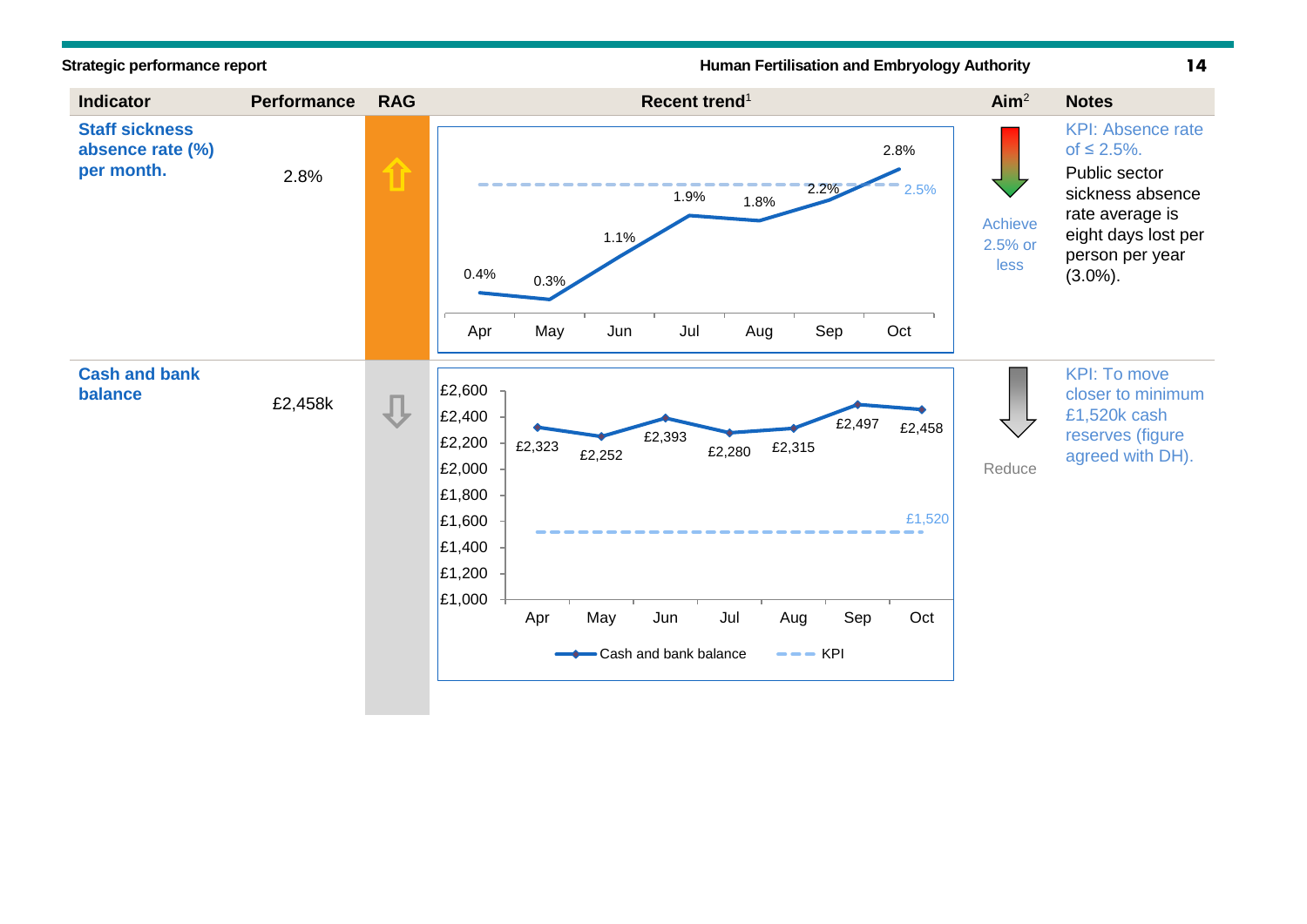| Indicator | Performance | RAG | Recent trend[1] | Aim[2] | Notes |
|---|---|---|---|---|---|
| **Staff sickness absence rate (%) per month.** | 2.8% | ⇧ | Apr 0.4%, May 0.3%, Jun 1.1%, Jul 1.9%, Aug 1.8%, Sep 2.2%, Oct 2.8% (KPI 2.5%) | Achieve 2.5% or less | KPI: Absence rate of ≤ 2.5%. Public sector sickness absence rate average is eight days lost per person per year (3.0%). |
| **Cash and bank balance** | £2,458k | ⇩ | Apr £2,323, May £2,252, Jun £2,393, Jul £2,280, Aug £2,315, Sep £2,497, Oct £2,458 (KPI £1,520) | Reduce | KPI: To move closer to minimum £1,520k cash reserves (figure agreed with DH). |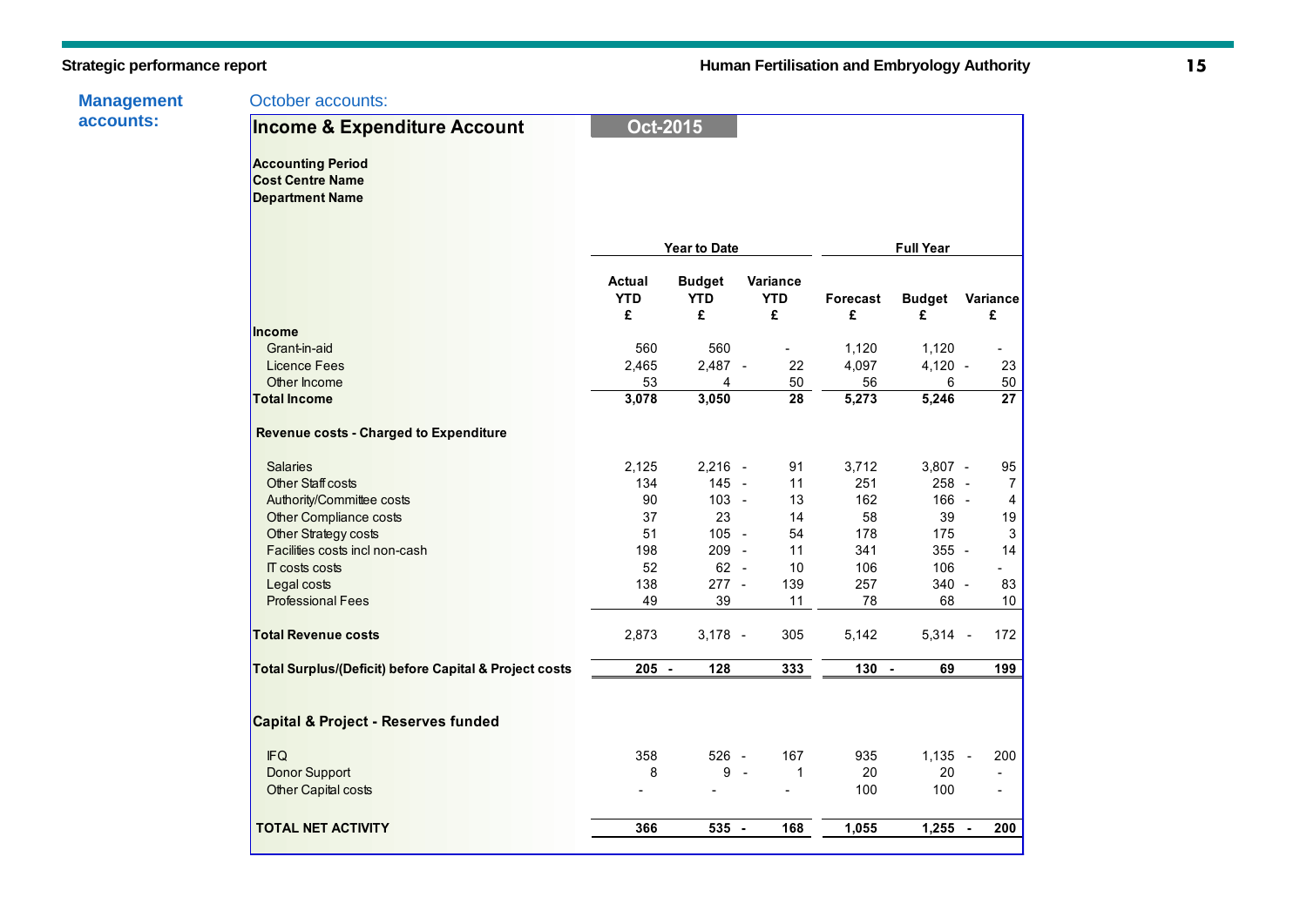**Management accounts:**

October accounts:

## Income & Expenditure Account — Oct-2015

**Accounting Period**
**Cost Centre Name**
**Department Name**

| | Year to Date | | | Full Year | | |
|---|---|---|---|---|---|---|
| | **Actual YTD £** | **Budget YTD £** | **Variance YTD £** | **Forecast £** | **Budget £** | **Variance £** |
| **Income** | | | | | | |
| Grant-in-aid | 560 | 560 | - | 1,120 | 1,120 | - |
| Licence Fees | 2,465 | 2,487 | - 22 | 4,097 | 4,120 | - 23 |
| Other Income | 53 | 4 | 50 | 56 | 6 | 50 |
| **Total Income** | **3,078** | **3,050** | **28** | **5,273** | **5,246** | **27** |
| **Revenue costs - Charged to Expenditure** | | | | | | |
| Salaries | 2,125 | 2,216 | - 91 | 3,712 | 3,807 | - 95 |
| Other Staff costs | 134 | 145 | - 11 | 251 | 258 | - 7 |
| Authority/Committee costs | 90 | 103 | - 13 | 162 | 166 | - 4 |
| Other Compliance costs | 37 | 23 | 14 | 58 | 39 | 19 |
| Other Strategy costs | 51 | 105 | - 54 | 178 | 175 | 3 |
| Facilities costs incl non-cash | 198 | 209 | - 11 | 341 | 355 | - 14 |
| IT costs costs | 52 | 62 | - 10 | 106 | 106 | - |
| Legal costs | 138 | 277 | - 139 | 257 | 340 | - 83 |
| Professional Fees | 49 | 39 | 11 | 78 | 68 | 10 |
| **Total Revenue costs** | 2,873 | 3,178 | - 305 | 5,142 | 5,314 | - 172 |
| **Total Surplus/(Deficit) before Capital & Project costs** | **205** | **- 128** | **333** | **130** | **- 69** | **199** |
| **Capital & Project - Reserves funded** | | | | | | |
| IFQ | 358 | 526 | - 167 | 935 | 1,135 | - 200 |
| Donor Support | 8 | 9 | - 1 | 20 | 20 | - |
| Other Capital costs | - | - | - | 100 | 100 | - |
| **TOTAL NET ACTIVITY** | **366** | **535** | **- 168** | **1,055** | **1,255** | **- 200** |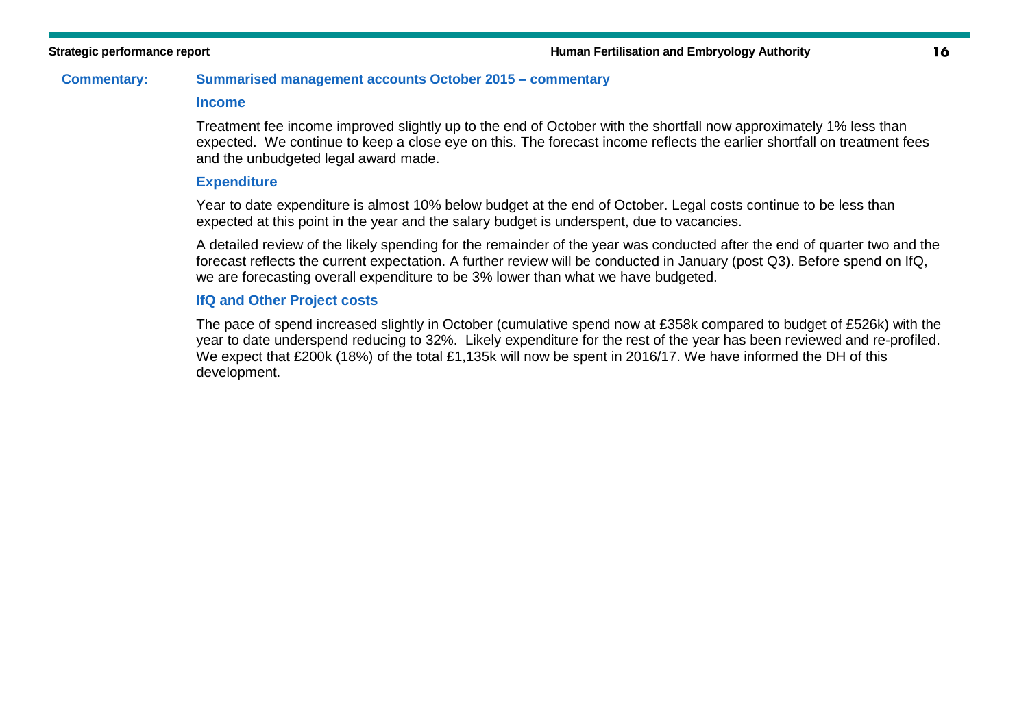**Commentary:**

## Summarised management accounts October 2015 – commentary

### Income

Treatment fee income improved slightly up to the end of October with the shortfall now approximately 1% less than expected. We continue to keep a close eye on this. The forecast income reflects the earlier shortfall on treatment fees and the unbudgeted legal award made.

### Expenditure

Year to date expenditure is almost 10% below budget at the end of October. Legal costs continue to be less than expected at this point in the year and the salary budget is underspent, due to vacancies.

A detailed review of the likely spending for the remainder of the year was conducted after the end of quarter two and the forecast reflects the current expectation. A further review will be conducted in January (post Q3). Before spend on IfQ, we are forecasting overall expenditure to be 3% lower than what we have budgeted.

### IfQ and Other Project costs

The pace of spend increased slightly in October (cumulative spend now at £358k compared to budget of £526k) with the year to date underspend reducing to 32%. Likely expenditure for the rest of the year has been reviewed and re-profiled. We expect that £200k (18%) of the total £1,135k will now be spent in 2016/17. We have informed the DH of this development.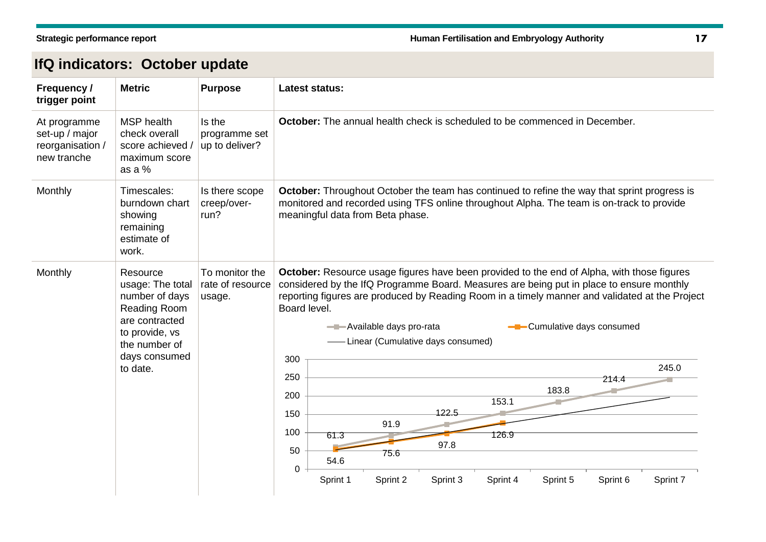## IfQ indicators: October update

| Frequency / trigger point | Metric | Purpose | Latest status: |
|---|---|---|---|
| At programme set-up / major reorganisation / new tranche | MSP health check overall score achieved / maximum score as a % | Is the programme set up to deliver? | **October:** The annual health check is scheduled to be commenced in December. |
| Monthly | Timescales: burndown chart showing remaining estimate of work. | Is there scope creep/over-run? | **October:** Throughout October the team has continued to refine the way that sprint progress is monitored and recorded using TFS online throughout Alpha. The team is on-track to provide meaningful data from Beta phase. |
| Monthly | Resource usage: The total number of days Reading Room are contracted to provide, vs the number of days consumed to date. | To monitor the rate of resource usage. | **October:** Resource usage figures have been provided to the end of Alpha, with those figures considered by the IfQ Programme Board. Measures are being put in place to ensure monthly reporting figures are produced by Reading Room in a timely manner and validated at the Project Board level. |

| | Sprint 1 | Sprint 2 | Sprint 3 | Sprint 4 | Sprint 5 | Sprint 6 | Sprint 7 |
|---|---|---|---|---|---|---|---|
| Available days pro-rata | 61.3 | 91.9 | 122.5 | 153.1 | 183.8 | 214.4 | 245.0 |
| Cumulative days consumed | 54.6 | 75.6 | 97.8 | 126.9 | | | |

Legend: Available days pro-rata; Cumulative days consumed; Linear (Cumulative days consumed)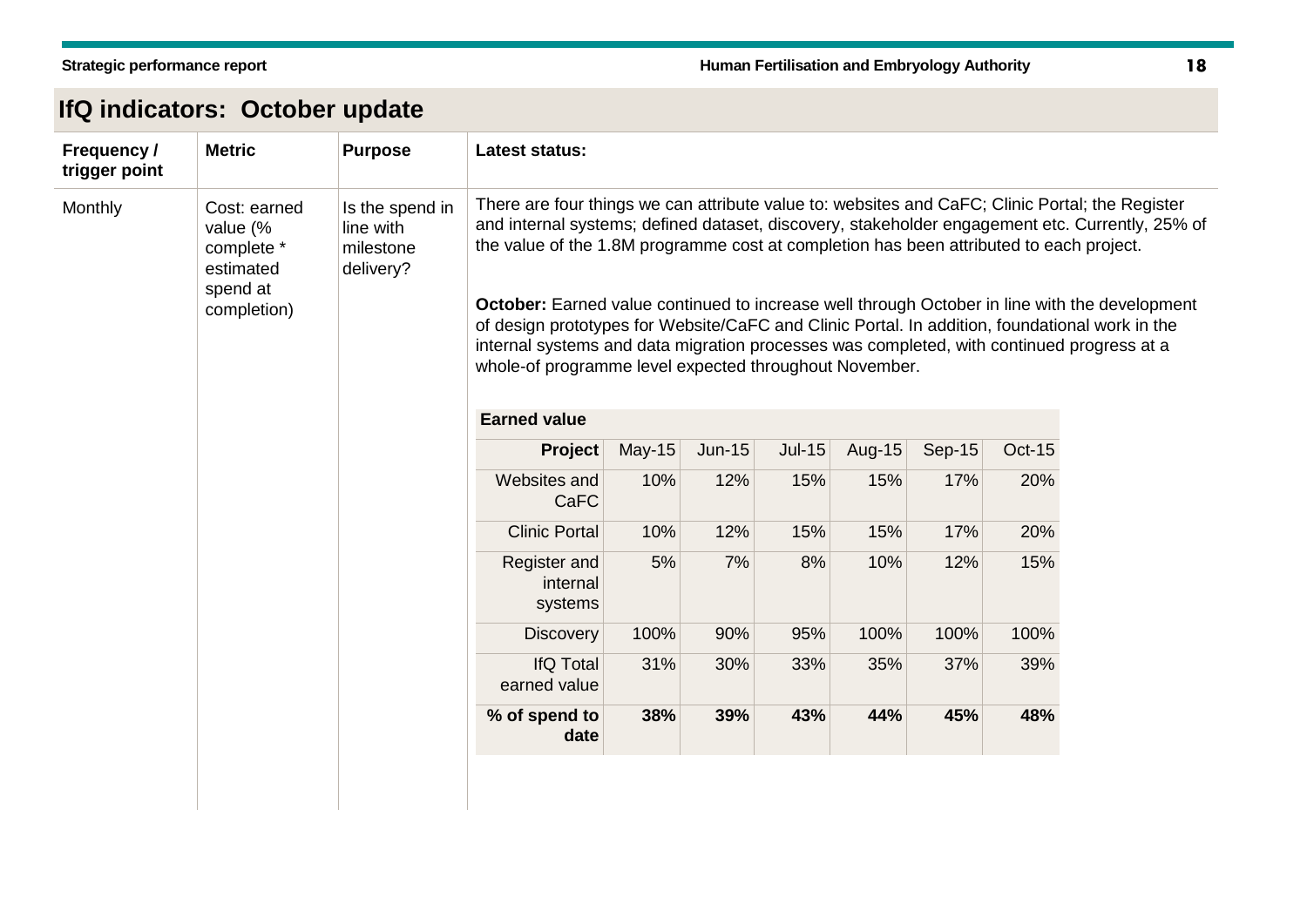## IfQ indicators: October update

| Frequency / trigger point | Metric | Purpose | Latest status: |
|---|---|---|---|
| Monthly | Cost: earned value (% complete * estimated spend at completion) | Is the spend in line with milestone delivery? | There are four things we can attribute value to: websites and CaFC; Clinic Portal; the Register and internal systems; defined dataset, discovery, stakeholder engagement etc. Currently, 25% of the value of the 1.8M programme cost at completion has been attributed to each project.<br><br>**October:** Earned value continued to increase well through October in line with the development of design prototypes for Website/CaFC and Clinic Portal. In addition, foundational work in the internal systems and data migration processes was completed, with continued progress at a whole-of programme level expected throughout November. |

**Earned value**

| Project | May-15 | Jun-15 | Jul-15 | Aug-15 | Sep-15 | Oct-15 |
|---|---|---|---|---|---|---|
| Websites and CaFC | 10% | 12% | 15% | 15% | 17% | 20% |
| Clinic Portal | 10% | 12% | 15% | 15% | 17% | 20% |
| Register and internal systems | 5% | 7% | 8% | 10% | 12% | 15% |
| Discovery | 100% | 90% | 95% | 100% | 100% | 100% |
| IfQ Total earned value | 31% | 30% | 33% | 35% | 37% | 39% |
| **% of spend to date** | **38%** | **39%** | **43%** | **44%** | **45%** | **48%** |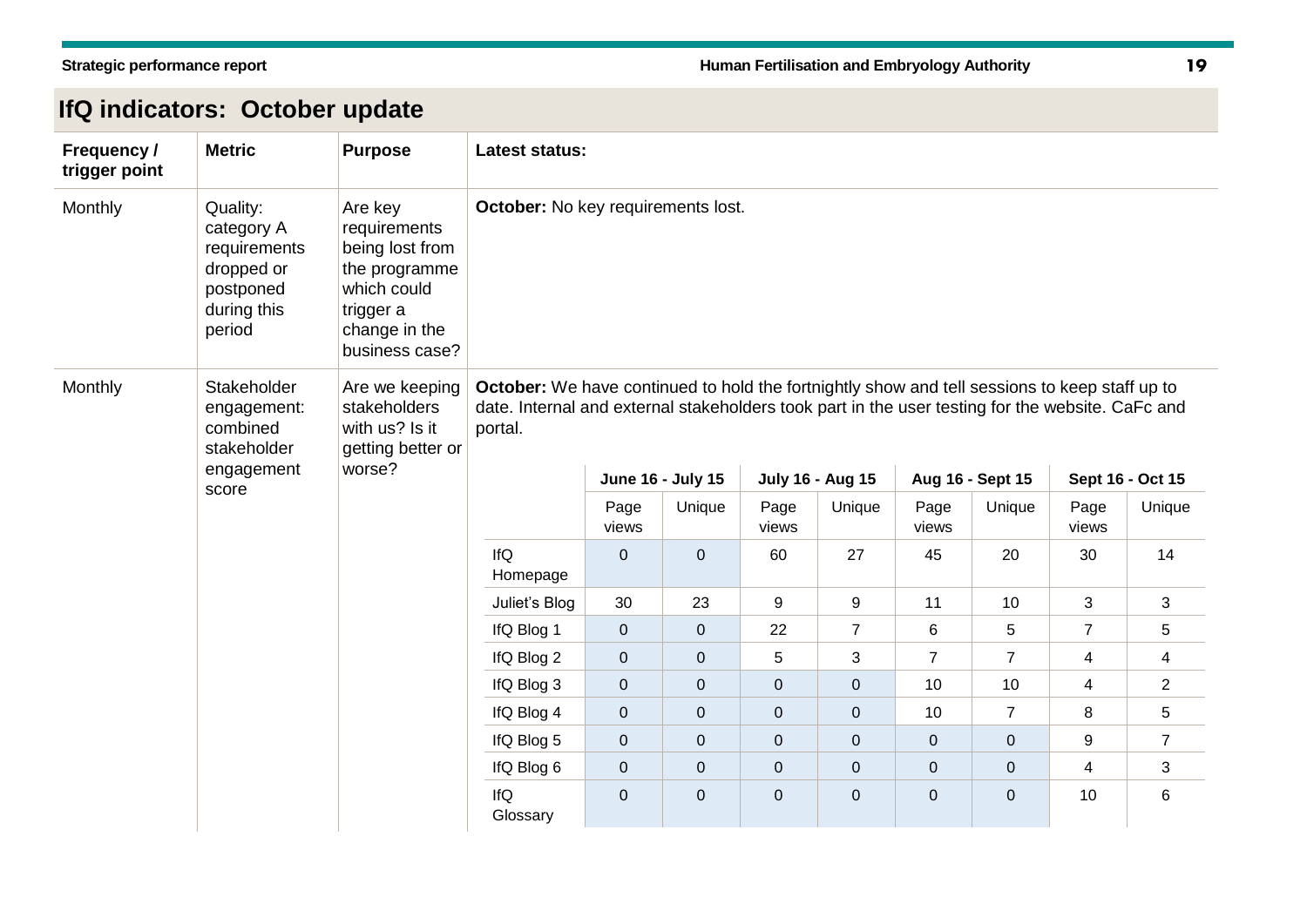## IfQ indicators: October update

| Frequency / trigger point | Metric | Purpose | Latest status: |
|---|---|---|---|
| Monthly | Quality: category A requirements dropped or postponed during this period | Are key requirements being lost from the programme which could trigger a change in the business case? | **October:** No key requirements lost. |
| Monthly | Stakeholder engagement: combined stakeholder engagement score | Are we keeping stakeholders with us? Is it getting better or worse? | **October:** We have continued to hold the fortnightly show and tell sessions to keep staff up to date. Internal and external stakeholders took part in the user testing for the website. CaFc and portal. |

| | June 16 - July 15 | | July 16 - Aug 15 | | Aug 16 - Sept 15 | | Sept 16 - Oct 15 | |
|---|---|---|---|---|---|---|---|---|
| | Page views | Unique | Page views | Unique | Page views | Unique | Page views | Unique |
| IfQ Homepage | 0 | 0 | 60 | 27 | 45 | 20 | 30 | 14 |
| Juliet's Blog | 30 | 23 | 9 | 9 | 11 | 10 | 3 | 3 |
| IfQ Blog 1 | 0 | 0 | 22 | 7 | 6 | 5 | 7 | 5 |
| IfQ Blog 2 | 0 | 0 | 5 | 3 | 7 | 7 | 4 | 4 |
| IfQ Blog 3 | 0 | 0 | 0 | 0 | 10 | 10 | 4 | 2 |
| IfQ Blog 4 | 0 | 0 | 0 | 0 | 10 | 7 | 8 | 5 |
| IfQ Blog 5 | 0 | 0 | 0 | 0 | 0 | 0 | 9 | 7 |
| IfQ Blog 6 | 0 | 0 | 0 | 0 | 0 | 0 | 4 | 3 |
| IfQ Glossary | 0 | 0 | 0 | 0 | 0 | 0 | 10 | 6 |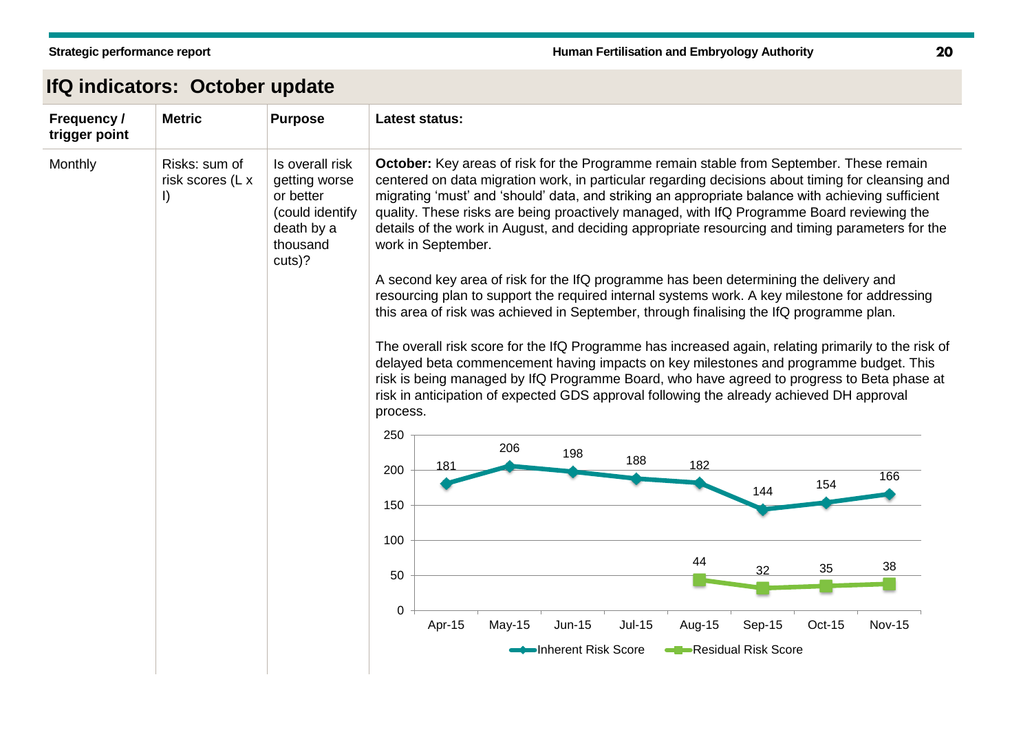## IfQ indicators: October update

| Frequency / trigger point | Metric | Purpose | Latest status: |
|---|---|---|---|
| Monthly | Risks: sum of risk scores (L x I) | Is overall risk getting worse or better (could identify death by a thousand cuts)? | **October:** Key areas of risk for the Programme remain stable from September. These remain centered on data migration work, in particular regarding decisions about timing for cleansing and migrating 'must' and 'should' data, and striking an appropriate balance with achieving sufficient quality. These risks are being proactively managed, with IfQ Programme Board reviewing the details of the work in August, and deciding appropriate resourcing and timing parameters for the work in September.<br><br>A second key area of risk for the IfQ programme has been determining the delivery and resourcing plan to support the required internal systems work. A key milestone for addressing this area of risk was achieved in September, through finalising the IfQ programme plan.<br><br>The overall risk score for the IfQ Programme has increased again, relating primarily to the risk of delayed beta commencement having impacts on key milestones and programme budget. This risk is being managed by IfQ Programme Board, who have agreed to progress to Beta phase at risk in anticipation of expected GDS approval following the already achieved DH approval process. |

| | Apr-15 | May-15 | Jun-15 | Jul-15 | Aug-15 | Sep-15 | Oct-15 | Nov-15 |
|---|---|---|---|---|---|---|---|---|
| Inherent Risk Score | 181 | 206 | 198 | 188 | 182 | 144 | 154 | 166 |
| Residual Risk Score | | | | | 44 | 32 | 35 | 38 |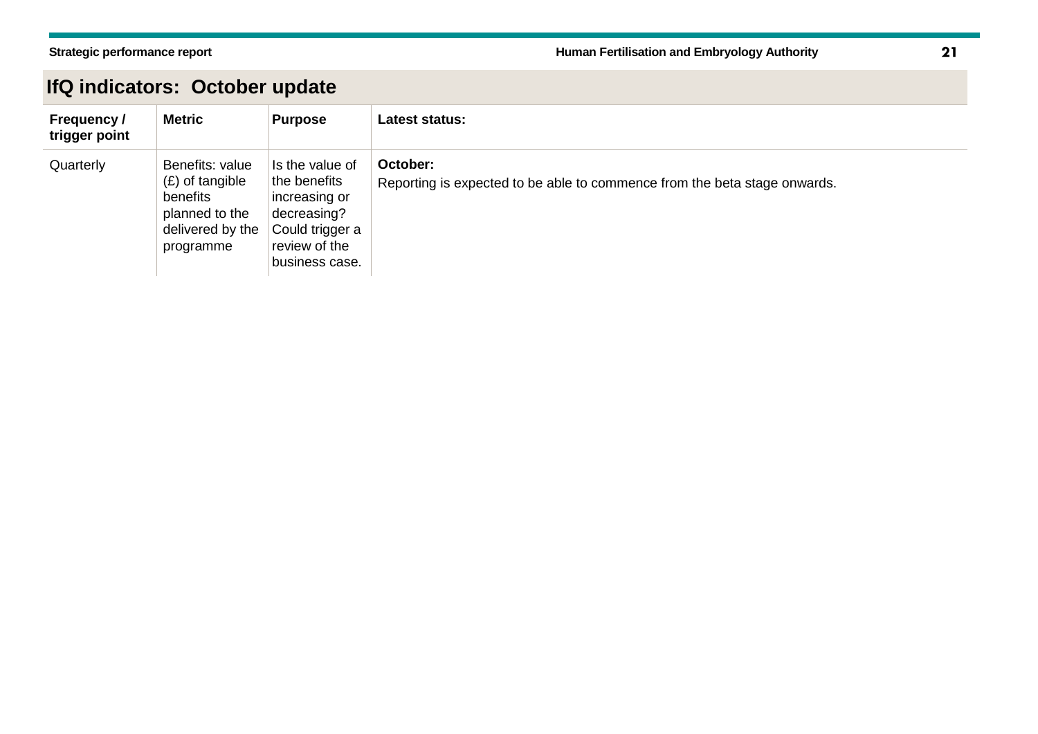## IfQ indicators: October update

| Frequency / trigger point | Metric | Purpose | Latest status: |
|---|---|---|---|
| Quarterly | Benefits: value (£) of tangible benefits planned to the delivered by the programme | Is the value of the benefits increasing or decreasing? Could trigger a review of the business case. | **October:**<br>Reporting is expected to be able to commence from the beta stage onwards. |